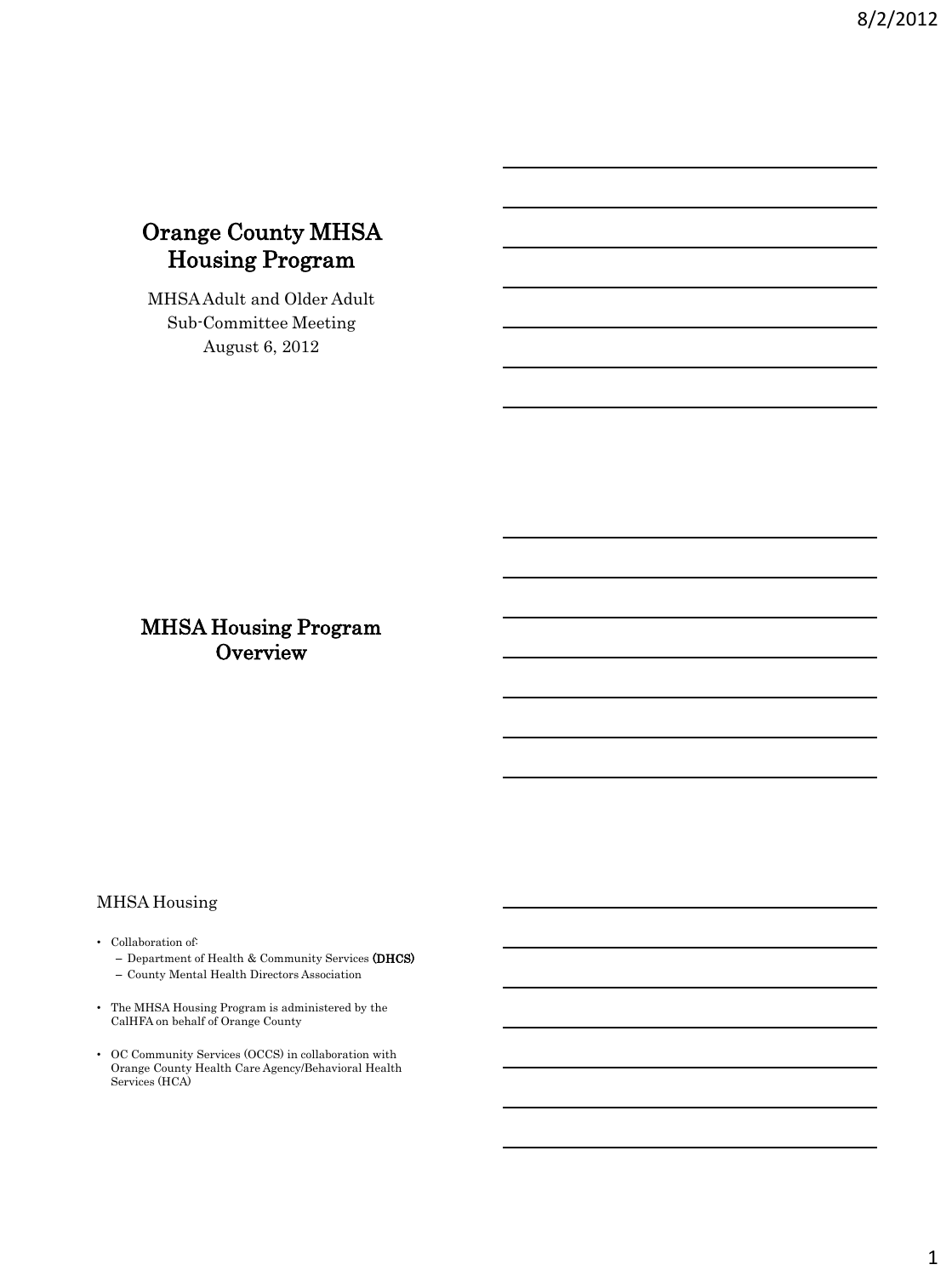# Orange County MHSA Housing Program

MHSA Adult and Older Adult Sub-Committee Meeting

August 6, 2012

## MHSA Housing Program Overview

### MHSA Housing

- Collaboration of:
  - Department of Health & Community Services **(DHCS)**
  - County Mental Health Directors Association
- The MHSA Housing Program is administered by the CalHFA on behalf of Orange County
- OC Community Services (OCCS) in collaboration with Orange County Health Care Agency/Behavioral Health Services (HCA)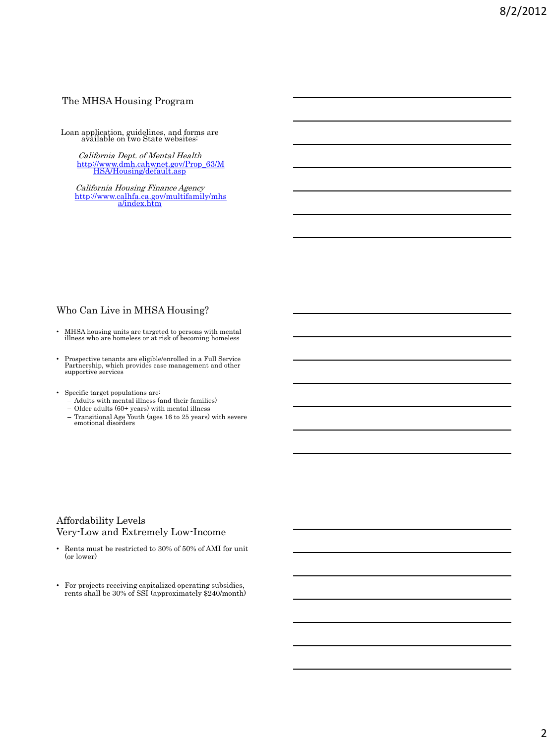## The MHSA Housing Program

Loan application, guidelines, and forms are available on two State websites:

*California Dept. of Mental Health*
http://www.dmh.cahwnet.gov/Prop_63/MHSA/Housing/default.asp

*California Housing Finance Agency*
http://www.calhfa.ca.gov/multifamily/mhsa/index.htm

## Who Can Live in MHSA Housing?

- MHSA housing units are targeted to persons with mental illness who are homeless or at risk of becoming homeless
- Prospective tenants are eligible/enrolled in a Full Service Partnership, which provides case management and other supportive services
- Specific target populations are:
  - Adults with mental illness (and their families)
  - Older adults (60+ years) with mental illness
  - Transitional Age Youth (ages 16 to 25 years) with severe emotional disorders

## Affordability Levels
## Very-Low and Extremely Low-Income

- Rents must be restricted to 30% of 50% of AMI for unit (or lower)
- For projects receiving capitalized operating subsidies, rents shall be 30% of SSI (approximately $240/month)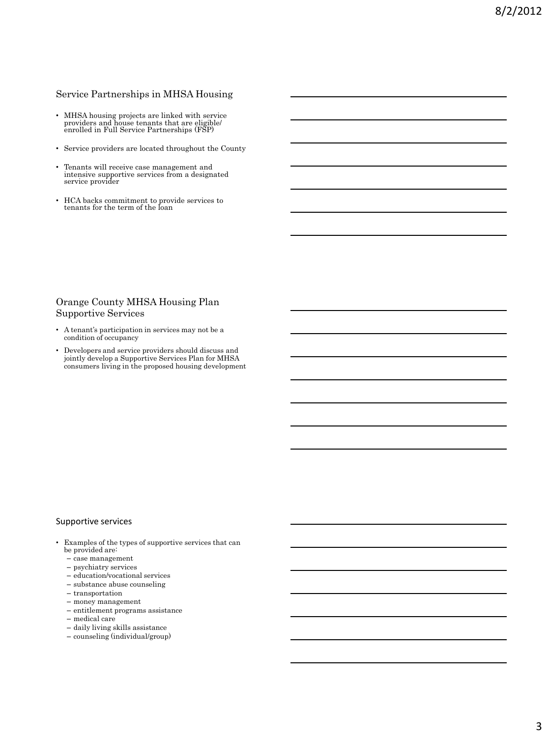## Service Partnerships in MHSA Housing

- MHSA housing projects are linked with service providers and house tenants that are eligible/ enrolled in Full Service Partnerships (FSP)
- Service providers are located throughout the County
- Tenants will receive case management and intensive supportive services from a designated service provider
- HCA backs commitment to provide services to tenants for the term of the loan

## Orange County MHSA Housing Plan Supportive Services

- A tenant's participation in services may not be a condition of occupancy
- Developers and service providers should discuss and jointly develop a Supportive Services Plan for MHSA consumers living in the proposed housing development

## Supportive services

- Examples of the types of supportive services that can be provided are:
  - case management
  - psychiatry services
  - education/vocational services
  - substance abuse counseling
  - transportation
  - money management
  - entitlement programs assistance
  - medical care
  - daily living skills assistance
  - counseling (individual/group)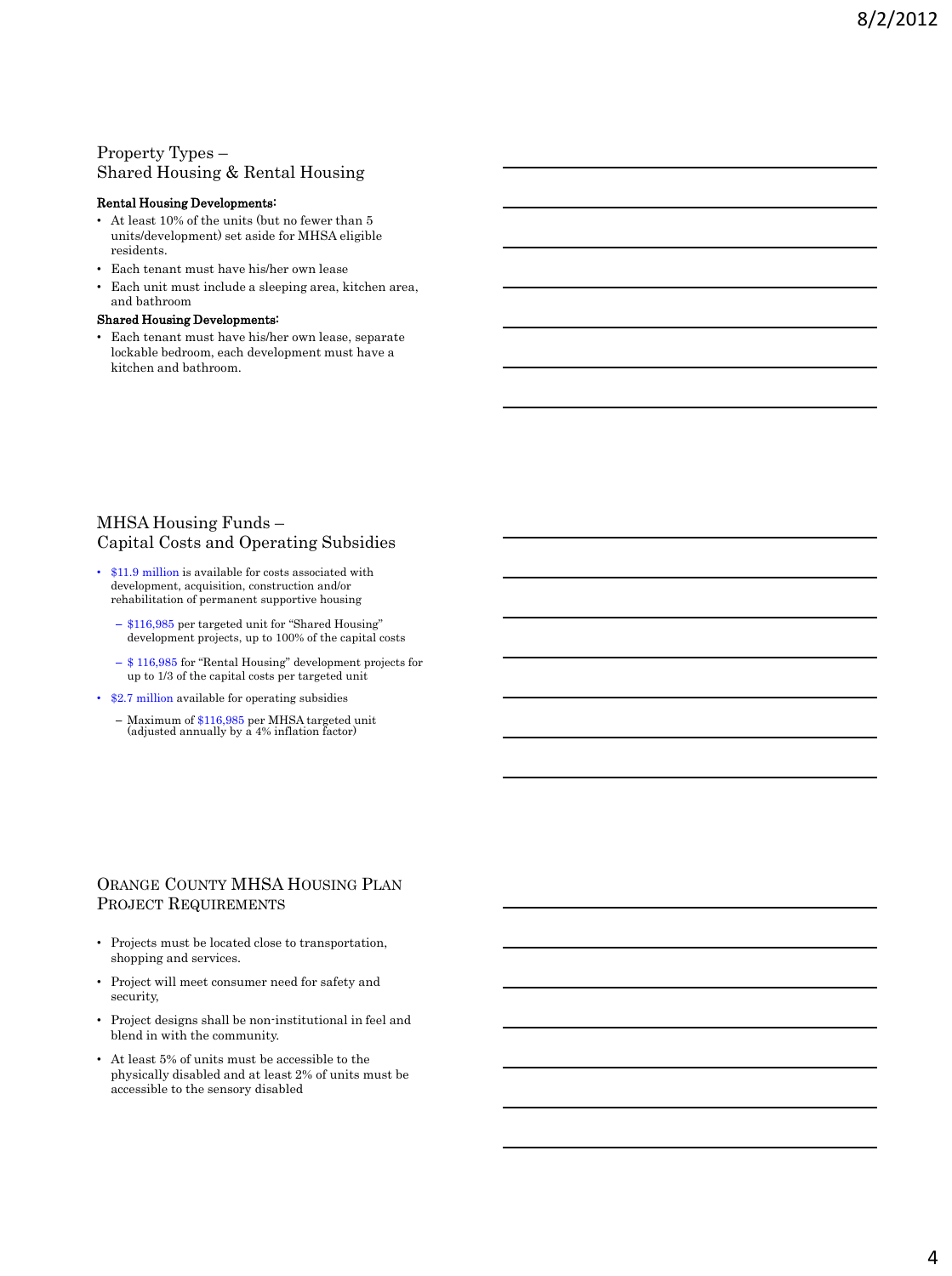## Property Types – Shared Housing & Rental Housing

**Rental Housing Developments:**

- At least 10% of the units (but no fewer than 5 units/development) set aside for MHSA eligible residents.
- Each tenant must have his/her own lease
- Each unit must include a sleeping area, kitchen area, and bathroom

**Shared Housing Developments:**

- Each tenant must have his/her own lease, separate lockable bedroom, each development must have a kitchen and bathroom.

## MHSA Housing Funds – Capital Costs and Operating Subsidies

- $11.9 million is available for costs associated with development, acquisition, construction and/or rehabilitation of permanent supportive housing
  - $116,985 per targeted unit for "Shared Housing" development projects, up to 100% of the capital costs
  - $ 116,985 for "Rental Housing" development projects for up to 1/3 of the capital costs per targeted unit
- $2.7 million available for operating subsidies
  - Maximum of $116,985 per MHSA targeted unit (adjusted annually by a 4% inflation factor)

## Orange County MHSA Housing Plan Project Requirements

- Projects must be located close to transportation, shopping and services.
- Project will meet consumer need for safety and security,
- Project designs shall be non-institutional in feel and blend in with the community.
- At least 5% of units must be accessible to the physically disabled and at least 2% of units must be accessible to the sensory disabled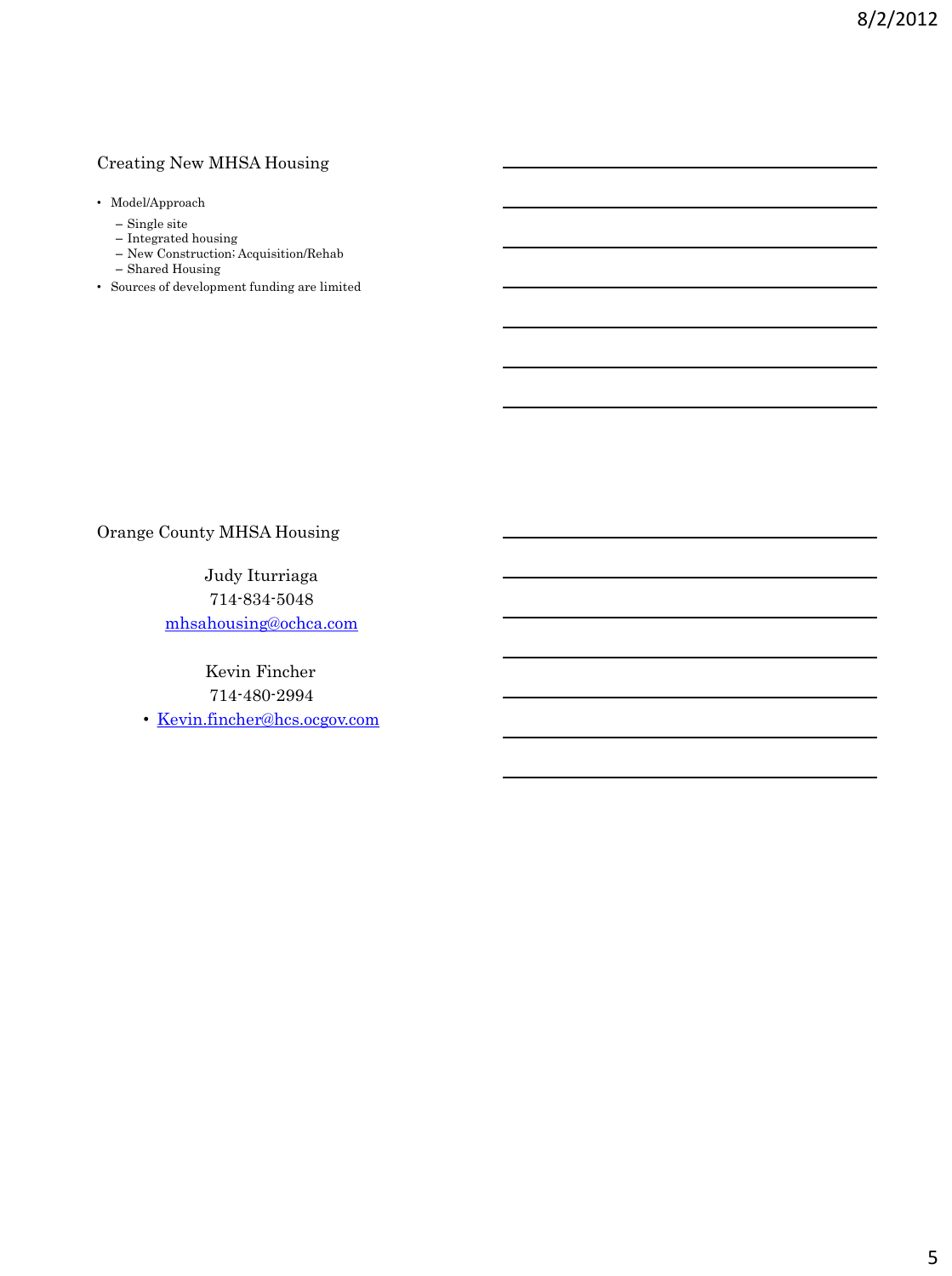## Creating New MHSA Housing

- Model/Approach
  - Single site
  - Integrated housing
  - New Construction; Acquisition/Rehab
  - Shared Housing
- Sources of development funding are limited

## Orange County MHSA Housing

Judy Iturriaga
714-834-5048
mhsahousing@ochca.com

Kevin Fincher
714-480-2994

- Kevin.fincher@hcs.ocgov.com